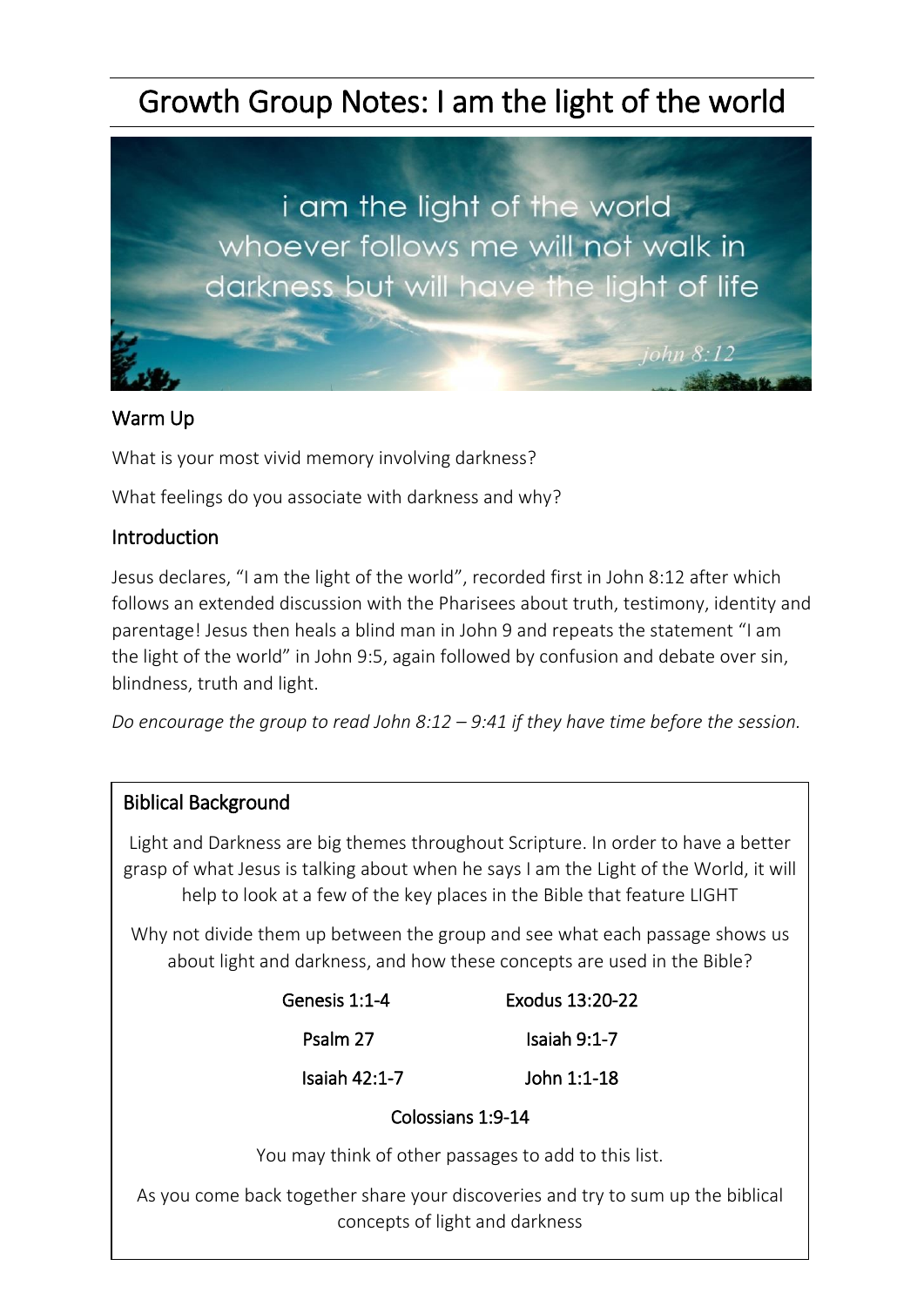# Growth Group Notes: I am the light of the world

i am the light of the world whoever follows me will not walk in darkness but will have the light of life

john 8:12

## Warm Up

What is your most vivid memory involving darkness?

What feelings do you associate with darkness and why?

## Introduction

Jesus declares, "I am the light of the world", recorded first in John 8:12 after which follows an extended discussion with the Pharisees about truth, testimony, identity and parentage! Jesus then heals a blind man in John 9 and repeats the statement "I am the light of the world" in John 9:5, again followed by confusion and debate over sin, blindness, truth and light.

*Do encourage the group to read John 8:12 – 9:41 if they have time before the session.*

## Biblical Background

Light and Darkness are big themes throughout Scripture. In order to have a better grasp of what Jesus is talking about when he says I am the Light of the World, it will help to look at a few of the key places in the Bible that feature LIGHT

Why not divide them up between the group and see what each passage shows us about light and darkness, and how these concepts are used in the Bible?

- Genesis 1:1-4
- Exodus 13:20-22
- Psalm 27
- Isaiah 9:1-7
- Isaiah 42:1-7
- John 1:1-18
- Colossians 1:9-14

You may think of other passages to add to this list.

As you come back together share your discoveries and try to sum up the biblical concepts of light and darkness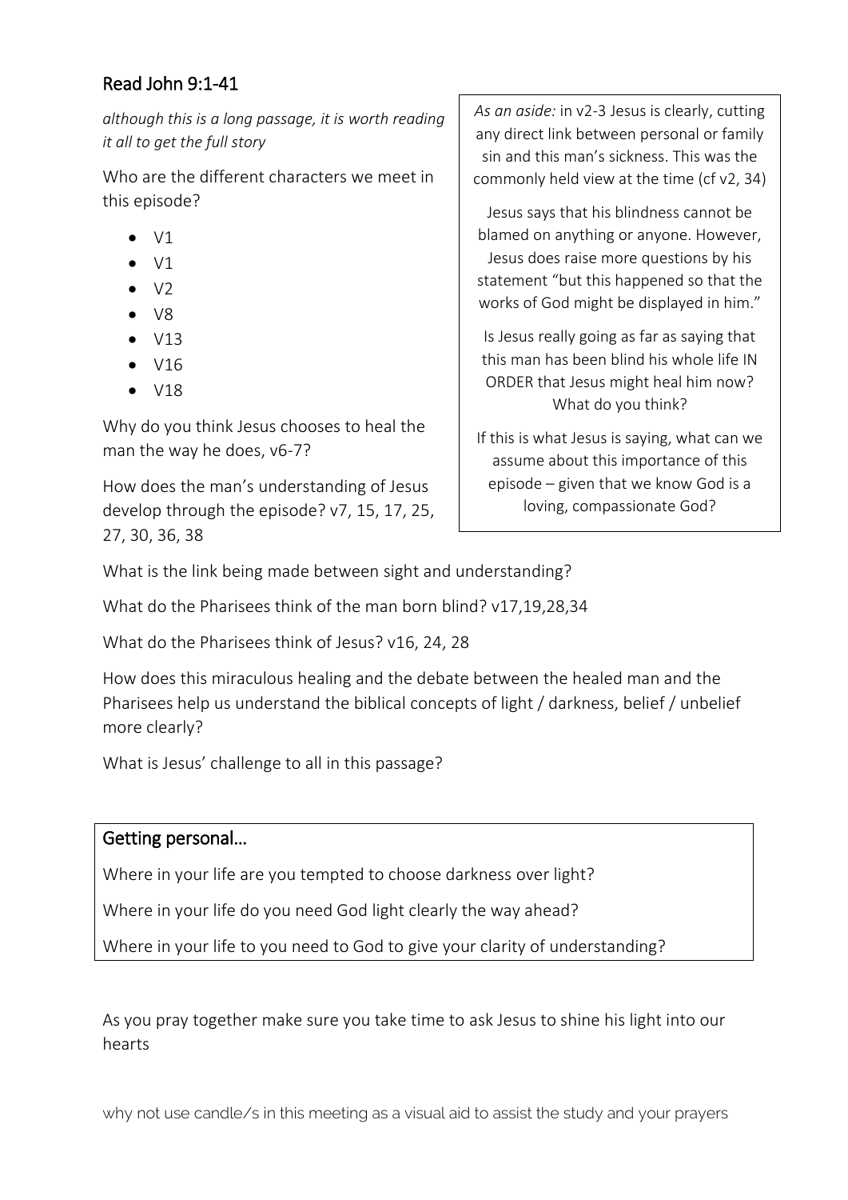## Read John 9:1-41

*although this is a long passage, it is worth reading it all to get the full story*

Who are the different characters we meet in this episode?

- V1
- V1
- V2
- V8
- V13
- V16
- V18

Why do you think Jesus chooses to heal the man the way he does, v6-7?

How does the man's understanding of Jesus develop through the episode? v7, 15, 17, 25, 27, 30, 36, 38

*As an aside:* in v2-3 Jesus is clearly, cutting any direct link between personal or family sin and this man's sickness. This was the commonly held view at the time (cf v2, 34)

Jesus says that his blindness cannot be blamed on anything or anyone. However, Jesus does raise more questions by his statement "but this happened so that the works of God might be displayed in him."

Is Jesus really going as far as saying that this man has been blind his whole life IN ORDER that Jesus might heal him now? What do you think?

If this is what Jesus is saying, what can we assume about this importance of this episode – given that we know God is a loving, compassionate God?

What is the link being made between sight and understanding?

What do the Pharisees think of the man born blind? v17,19,28,34

What do the Pharisees think of Jesus? v16, 24, 28

How does this miraculous healing and the debate between the healed man and the Pharisees help us understand the biblical concepts of light / darkness, belief / unbelief more clearly?

What is Jesus' challenge to all in this passage?

### Getting personal…

Where in your life are you tempted to choose darkness over light?

Where in your life do you need God light clearly the way ahead?

Where in your life to you need to God to give your clarity of understanding?

As you pray together make sure you take time to ask Jesus to shine his light into our hearts

why not use candle/s in this meeting as a visual aid to assist the study and your prayers